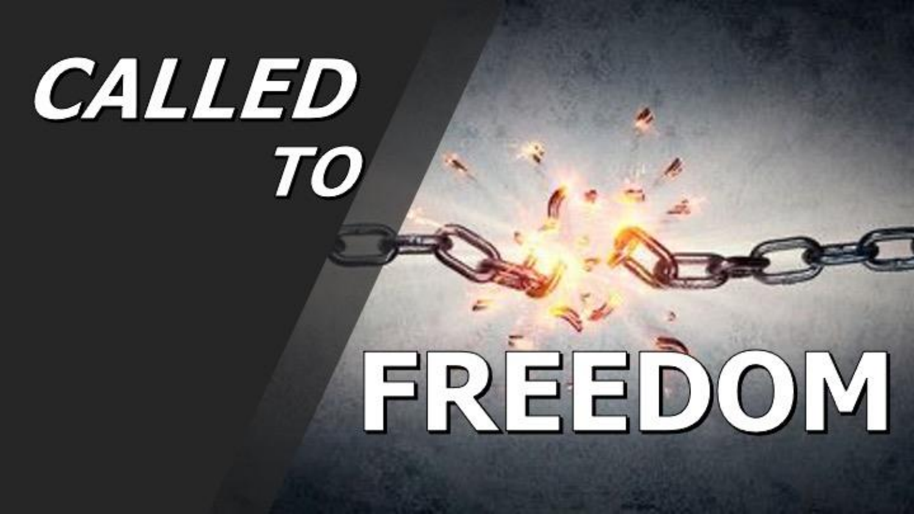# CALLED TO FREEDOM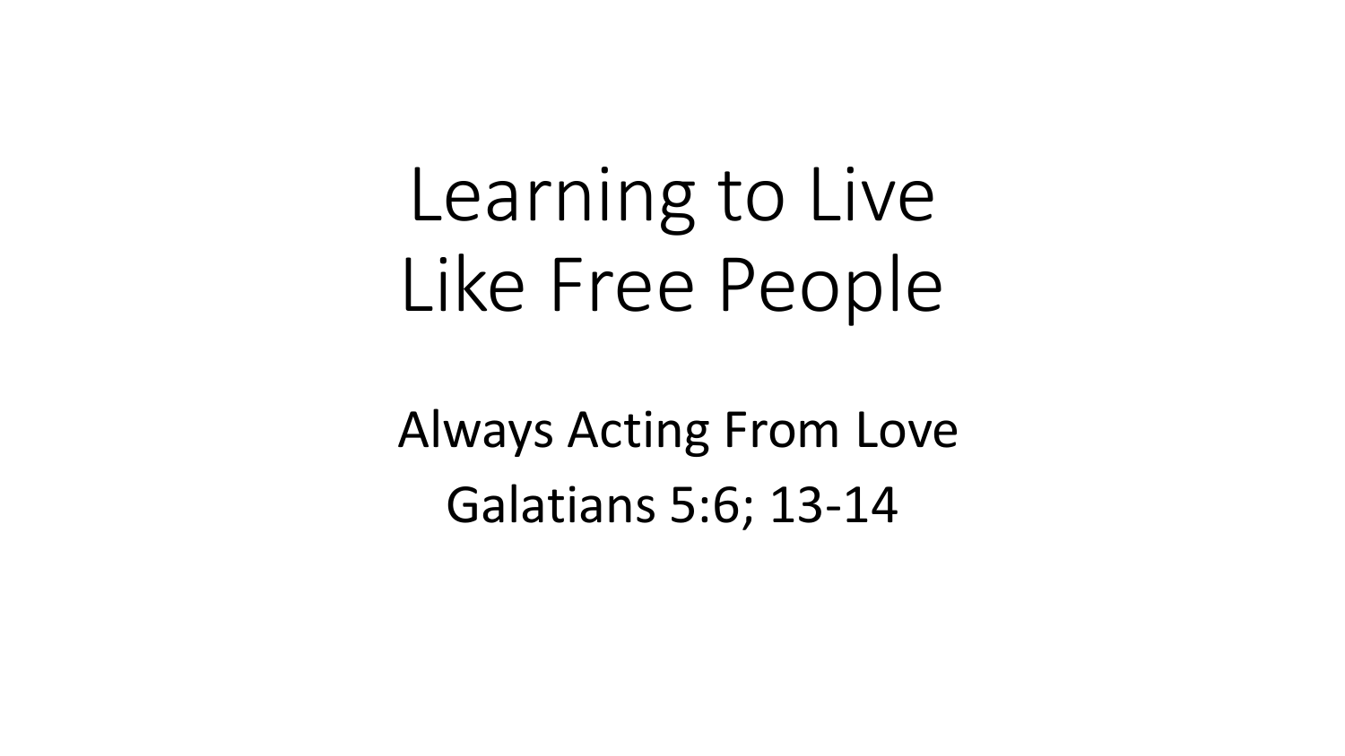# Learning to Live Like Free People

Always Acting From Love

Galatians 5:6; 13-14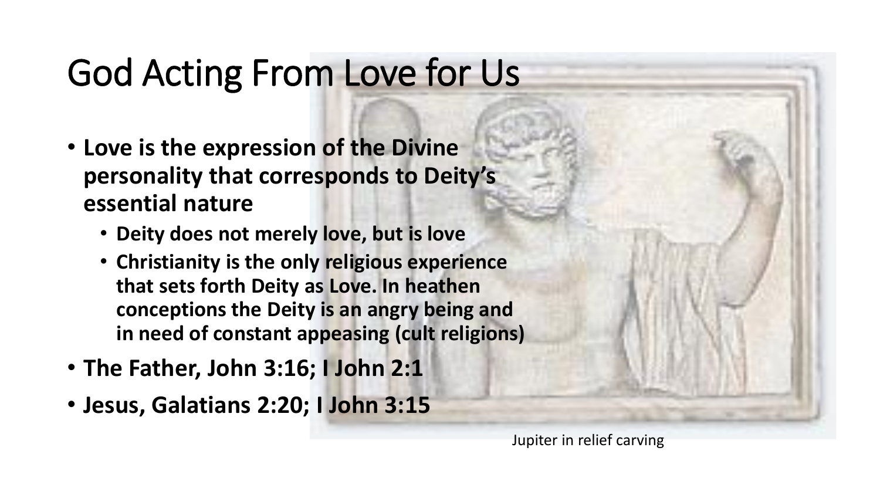# God Acting From Love for Us

- **Love is the expression of the Divine personality that corresponds to Deity's essential nature**
  - **Deity does not merely love, but is love**
  - **Christianity is the only religious experience that sets forth Deity as Love. In heathen conceptions the Deity is an angry being and in need of constant appeasing (cult religions)**
- **The Father, John 3:16; I John 2:1**
- **Jesus, Galatians 2:20; I John 3:15**

Jupiter in relief carving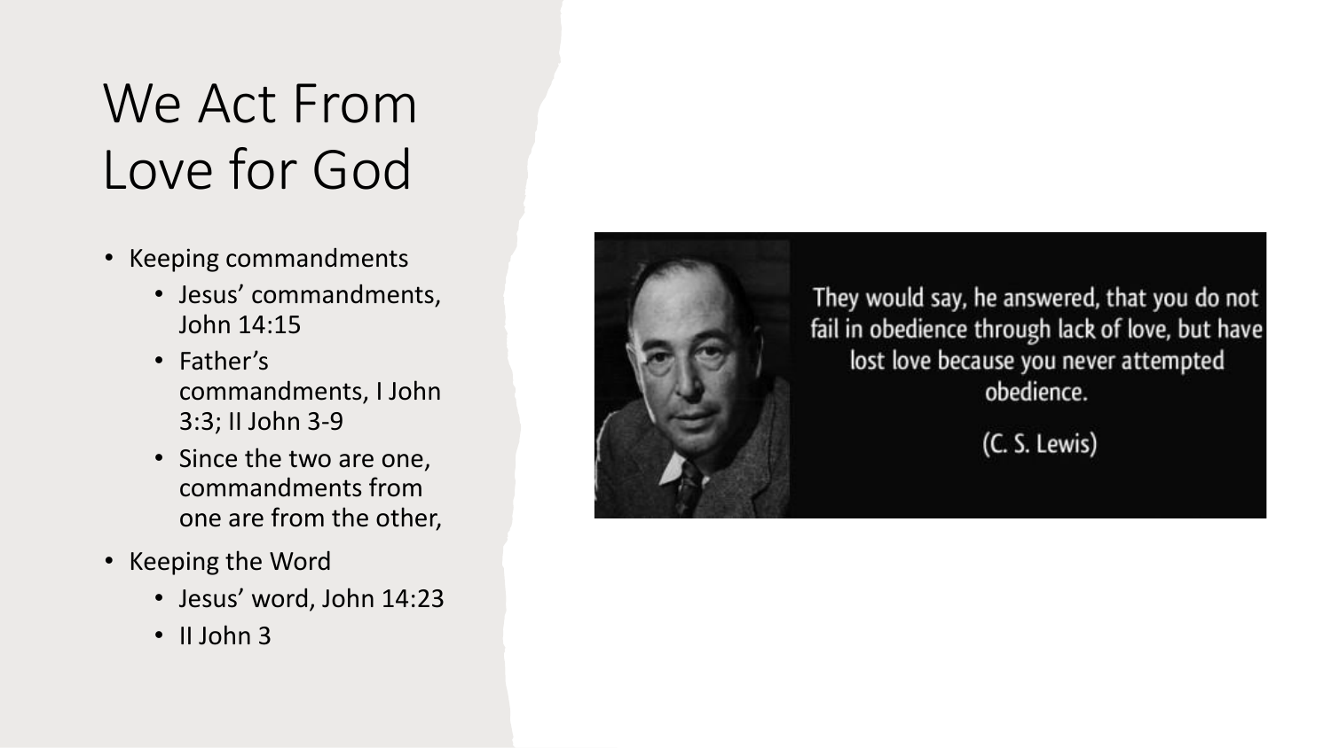# We Act From Love for God

- Keeping commandments
  - Jesus' commandments, John 14:15
  - Father's commandments, I John 3:3; II John 3-9
  - Since the two are one, commandments from one are from the other,
- Keeping the Word
  - Jesus' word, John 14:23
  - II John 3

They would say, he answered, that you do not fail in obedience through lack of love, but have lost love because you never attempted obedience.

(C. S. Lewis)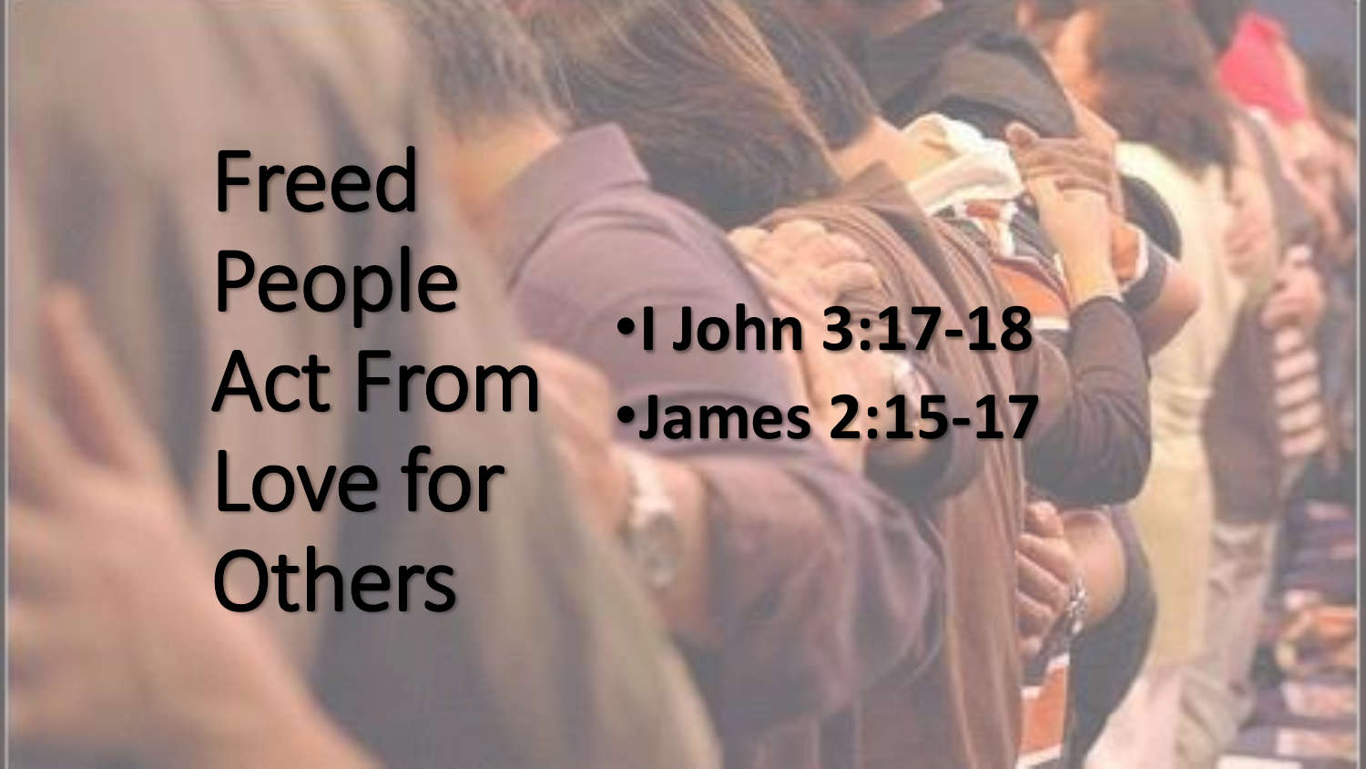# Freed People Act From Love for Others

- **I John 3:17-18**
- **James 2:15-17**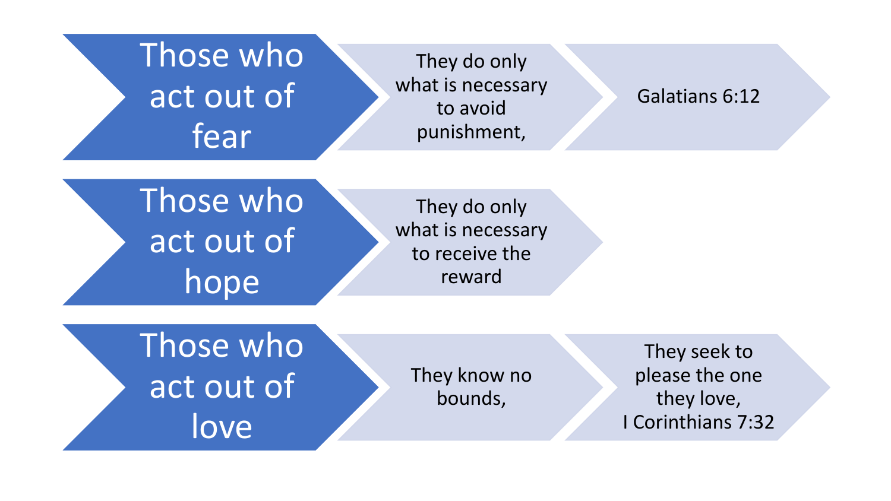Those who act out of fear

They do only what is necessary to avoid punishment,

Galatians 6:12

Those who act out of hope

They do only what is necessary to receive the reward

Those who act out of love

They know no bounds,

They seek to please the one they love,
I Corinthians 7:32